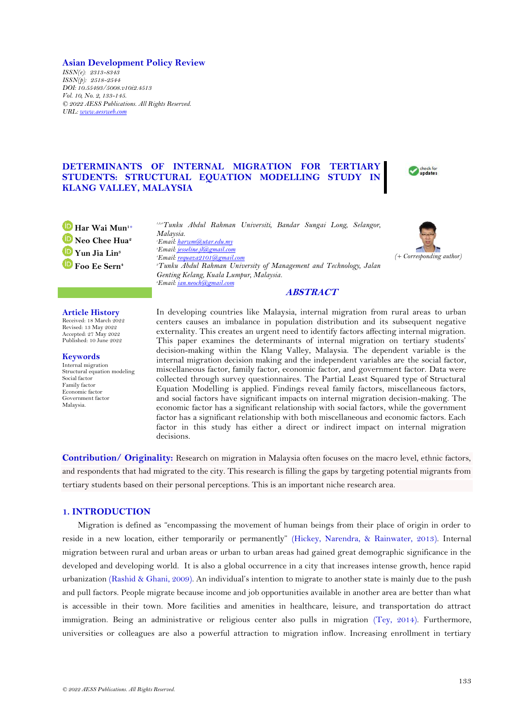**Asian Development Policy Review**

*ISSN(e): 2313-8343*
*ISSN(p): 2518-2544*
*DOI: 10.55493/5008.v10i2.4513*
*Vol. 10, No. 2, 133-145.*
*© 2022 AESS Publications. All Rights Reserved.*
*URL: www.aessweb.com*

# DETERMINANTS OF INTERNAL MIGRATION FOR TERTIARY STUDENTS: STRUCTURAL EQUATION MODELLING STUDY IN KLANG VALLEY, MALAYSIA

**Har Wai Mun**[1+]
**Neo Chee Hua**[2]
**Yun Jia Lin**[3]
**Foo Ee Sern**[4]

[1,3,4]*Tunku Abdul Rahman Universiti, Bandar Sungai Long, Selangor, Malaysia.*
[1]*Email: harwm@utar.edu.my*
[3]*Email: jesseline.jl@gmail.com*
[4]*Email: requaza2101@gmail.com*
[2]*Tunku Abdul Rahman University of Management and Technology, Jalan Genting Kelang, Kuala Lumpur, Malaysia.*
[2]*Email: ian.neoch@gmail.com*

*(+ Corresponding author)*

**Article History**
Received: 18 March 2022
Revised: 13 May 2022
Accepted: 27 May 2022
Published: 10 June 2022

**Keywords**
Internal migration
Structural equation modeling
Social factor
Family factor
Economic factor
Government factor
Malaysia.

## *ABSTRACT*

In developing countries like Malaysia, internal migration from rural areas to urban centers causes an imbalance in population distribution and its subsequent negative externality. This creates an urgent need to identify factors affecting internal migration. This paper examines the determinants of internal migration on tertiary students' decision-making within the Klang Valley, Malaysia. The dependent variable is the internal migration decision making and the independent variables are the social factor, miscellaneous factor, family factor, economic factor, and government factor. Data were collected through survey questionnaires. The Partial Least Squared type of Structural Equation Modelling is applied. Findings reveal family factors, miscellaneous factors, and social factors have significant impacts on internal migration decision-making. The economic factor has a significant relationship with social factors, while the government factor has a significant relationship with both miscellaneous and economic factors. Each factor in this study has either a direct or indirect impact on internal migration decisions.

**Contribution/ Originality:** Research on migration in Malaysia often focuses on the macro level, ethnic factors, and respondents that had migrated to the city. This research is filling the gaps by targeting potential migrants from tertiary students based on their personal perceptions. This is an important niche research area.

## 1. INTRODUCTION

Migration is defined as "encompassing the movement of human beings from their place of origin in order to reside in a new location, either temporarily or permanently" (Hickey, Narendra, & Rainwater, 2013). Internal migration between rural and urban areas or urban to urban areas had gained great demographic significance in the developed and developing world. It is also a global occurrence in a city that increases intense growth, hence rapid urbanization (Rashid & Ghani, 2009). An individual's intention to migrate to another state is mainly due to the push and pull factors. People migrate because income and job opportunities available in another area are better than what is accessible in their town. More facilities and amenities in healthcare, leisure, and transportation do attract immigration. Being an administrative or religious center also pulls in migration (Tey, 2014). Furthermore, universities or colleagues are also a powerful attraction to migration inflow. Increasing enrollment in tertiary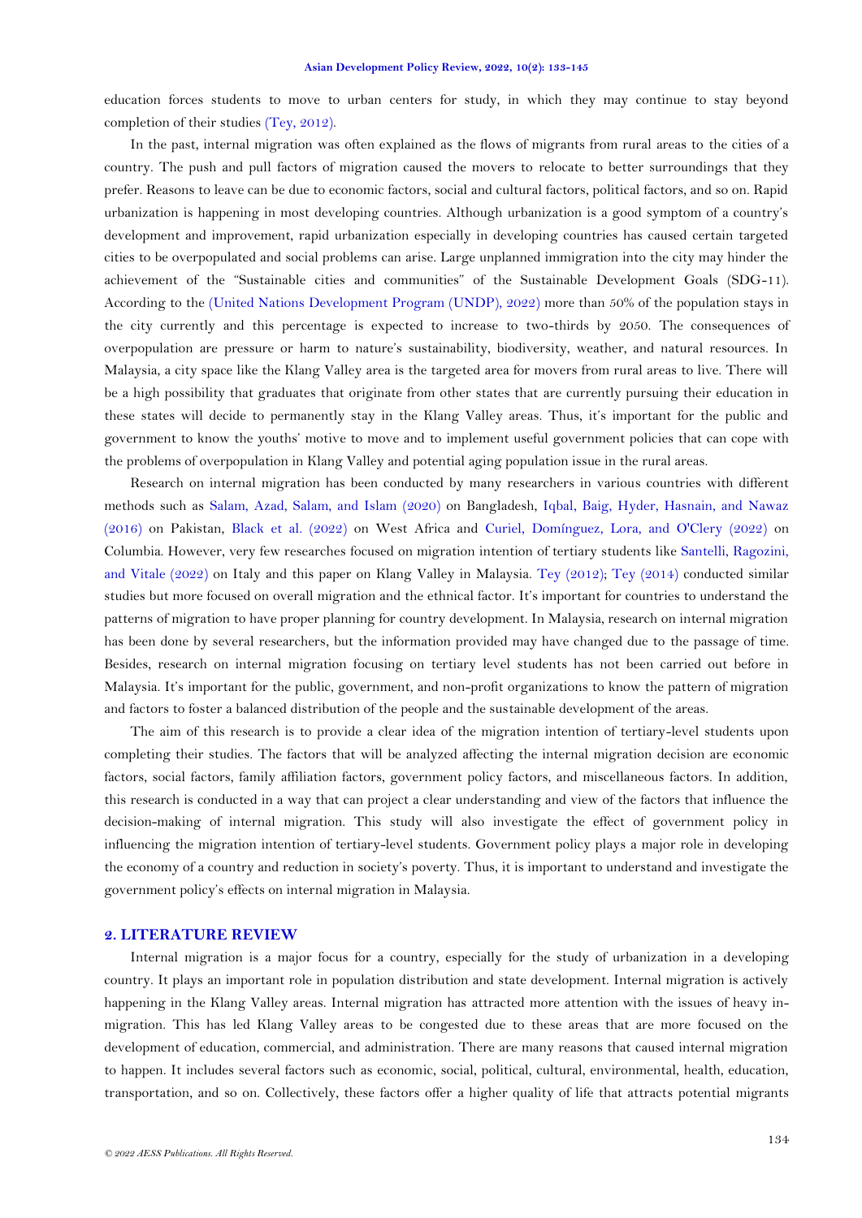education forces students to move to urban centers for study, in which they may continue to stay beyond completion of their studies (Tey, 2012).

In the past, internal migration was often explained as the flows of migrants from rural areas to the cities of a country. The push and pull factors of migration caused the movers to relocate to better surroundings that they prefer. Reasons to leave can be due to economic factors, social and cultural factors, political factors, and so on. Rapid urbanization is happening in most developing countries. Although urbanization is a good symptom of a country's development and improvement, rapid urbanization especially in developing countries has caused certain targeted cities to be overpopulated and social problems can arise. Large unplanned immigration into the city may hinder the achievement of the "Sustainable cities and communities" of the Sustainable Development Goals (SDG-11). According to the (United Nations Development Program (UNDP), 2022) more than 50% of the population stays in the city currently and this percentage is expected to increase to two-thirds by 2050. The consequences of overpopulation are pressure or harm to nature's sustainability, biodiversity, weather, and natural resources. In Malaysia, a city space like the Klang Valley area is the targeted area for movers from rural areas to live. There will be a high possibility that graduates that originate from other states that are currently pursuing their education in these states will decide to permanently stay in the Klang Valley areas. Thus, it's important for the public and government to know the youths' motive to move and to implement useful government policies that can cope with the problems of overpopulation in Klang Valley and potential aging population issue in the rural areas.

Research on internal migration has been conducted by many researchers in various countries with different methods such as Salam, Azad, Salam, and Islam (2020) on Bangladesh, Iqbal, Baig, Hyder, Hasnain, and Nawaz (2016) on Pakistan, Black et al. (2022) on West Africa and Curiel, Domínguez, Lora, and O'Clery (2022) on Columbia. However, very few researches focused on migration intention of tertiary students like Santelli, Ragozini, and Vitale (2022) on Italy and this paper on Klang Valley in Malaysia. Tey (2012); Tey (2014) conducted similar studies but more focused on overall migration and the ethnical factor. It's important for countries to understand the patterns of migration to have proper planning for country development. In Malaysia, research on internal migration has been done by several researchers, but the information provided may have changed due to the passage of time. Besides, research on internal migration focusing on tertiary level students has not been carried out before in Malaysia. It's important for the public, government, and non-profit organizations to know the pattern of migration and factors to foster a balanced distribution of the people and the sustainable development of the areas.

The aim of this research is to provide a clear idea of the migration intention of tertiary-level students upon completing their studies. The factors that will be analyzed affecting the internal migration decision are economic factors, social factors, family affiliation factors, government policy factors, and miscellaneous factors. In addition, this research is conducted in a way that can project a clear understanding and view of the factors that influence the decision-making of internal migration. This study will also investigate the effect of government policy in influencing the migration intention of tertiary-level students. Government policy plays a major role in developing the economy of a country and reduction in society's poverty. Thus, it is important to understand and investigate the government policy's effects on internal migration in Malaysia.

## 2. LITERATURE REVIEW

Internal migration is a major focus for a country, especially for the study of urbanization in a developing country. It plays an important role in population distribution and state development. Internal migration is actively happening in the Klang Valley areas. Internal migration has attracted more attention with the issues of heavy in-migration. This has led Klang Valley areas to be congested due to these areas that are more focused on the development of education, commercial, and administration. There are many reasons that caused internal migration to happen. It includes several factors such as economic, social, political, cultural, environmental, health, education, transportation, and so on. Collectively, these factors offer a higher quality of life that attracts potential migrants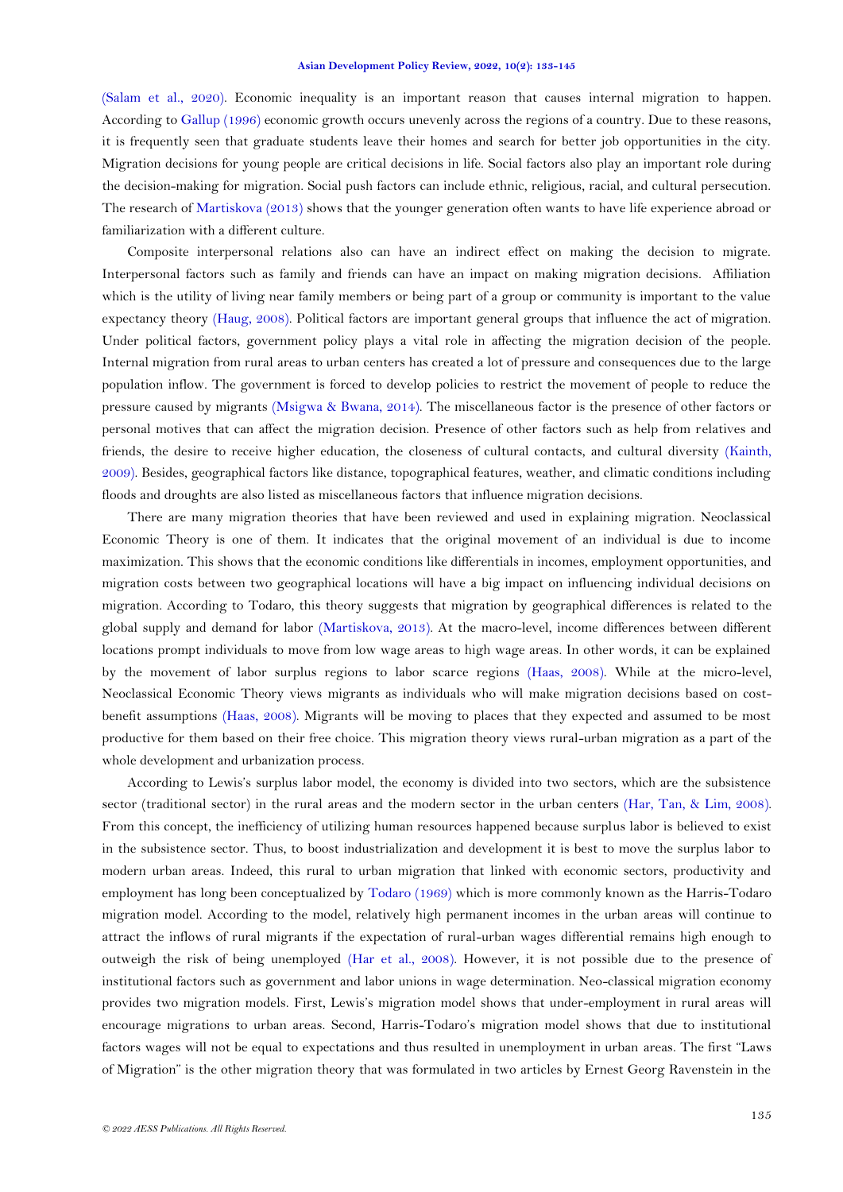(Salam et al., 2020). Economic inequality is an important reason that causes internal migration to happen. According to Gallup (1996) economic growth occurs unevenly across the regions of a country. Due to these reasons, it is frequently seen that graduate students leave their homes and search for better job opportunities in the city. Migration decisions for young people are critical decisions in life. Social factors also play an important role during the decision-making for migration. Social push factors can include ethnic, religious, racial, and cultural persecution. The research of Martiskova (2013) shows that the younger generation often wants to have life experience abroad or familiarization with a different culture.

Composite interpersonal relations also can have an indirect effect on making the decision to migrate. Interpersonal factors such as family and friends can have an impact on making migration decisions. Affiliation which is the utility of living near family members or being part of a group or community is important to the value expectancy theory (Haug, 2008). Political factors are important general groups that influence the act of migration. Under political factors, government policy plays a vital role in affecting the migration decision of the people. Internal migration from rural areas to urban centers has created a lot of pressure and consequences due to the large population inflow. The government is forced to develop policies to restrict the movement of people to reduce the pressure caused by migrants (Msigwa & Bwana, 2014). The miscellaneous factor is the presence of other factors or personal motives that can affect the migration decision. Presence of other factors such as help from relatives and friends, the desire to receive higher education, the closeness of cultural contacts, and cultural diversity (Kainth, 2009). Besides, geographical factors like distance, topographical features, weather, and climatic conditions including floods and droughts are also listed as miscellaneous factors that influence migration decisions.

There are many migration theories that have been reviewed and used in explaining migration. Neoclassical Economic Theory is one of them. It indicates that the original movement of an individual is due to income maximization. This shows that the economic conditions like differentials in incomes, employment opportunities, and migration costs between two geographical locations will have a big impact on influencing individual decisions on migration. According to Todaro, this theory suggests that migration by geographical differences is related to the global supply and demand for labor (Martiskova, 2013). At the macro-level, income differences between different locations prompt individuals to move from low wage areas to high wage areas. In other words, it can be explained by the movement of labor surplus regions to labor scarce regions (Haas, 2008). While at the micro-level, Neoclassical Economic Theory views migrants as individuals who will make migration decisions based on cost-benefit assumptions (Haas, 2008). Migrants will be moving to places that they expected and assumed to be most productive for them based on their free choice. This migration theory views rural-urban migration as a part of the whole development and urbanization process.

According to Lewis's surplus labor model, the economy is divided into two sectors, which are the subsistence sector (traditional sector) in the rural areas and the modern sector in the urban centers (Har, Tan, & Lim, 2008). From this concept, the inefficiency of utilizing human resources happened because surplus labor is believed to exist in the subsistence sector. Thus, to boost industrialization and development it is best to move the surplus labor to modern urban areas. Indeed, this rural to urban migration that linked with economic sectors, productivity and employment has long been conceptualized by Todaro (1969) which is more commonly known as the Harris-Todaro migration model. According to the model, relatively high permanent incomes in the urban areas will continue to attract the inflows of rural migrants if the expectation of rural-urban wages differential remains high enough to outweigh the risk of being unemployed (Har et al., 2008). However, it is not possible due to the presence of institutional factors such as government and labor unions in wage determination. Neo-classical migration economy provides two migration models. First, Lewis's migration model shows that under-employment in rural areas will encourage migrations to urban areas. Second, Harris-Todaro's migration model shows that due to institutional factors wages will not be equal to expectations and thus resulted in unemployment in urban areas. The first "Laws of Migration" is the other migration theory that was formulated in two articles by Ernest Georg Ravenstein in the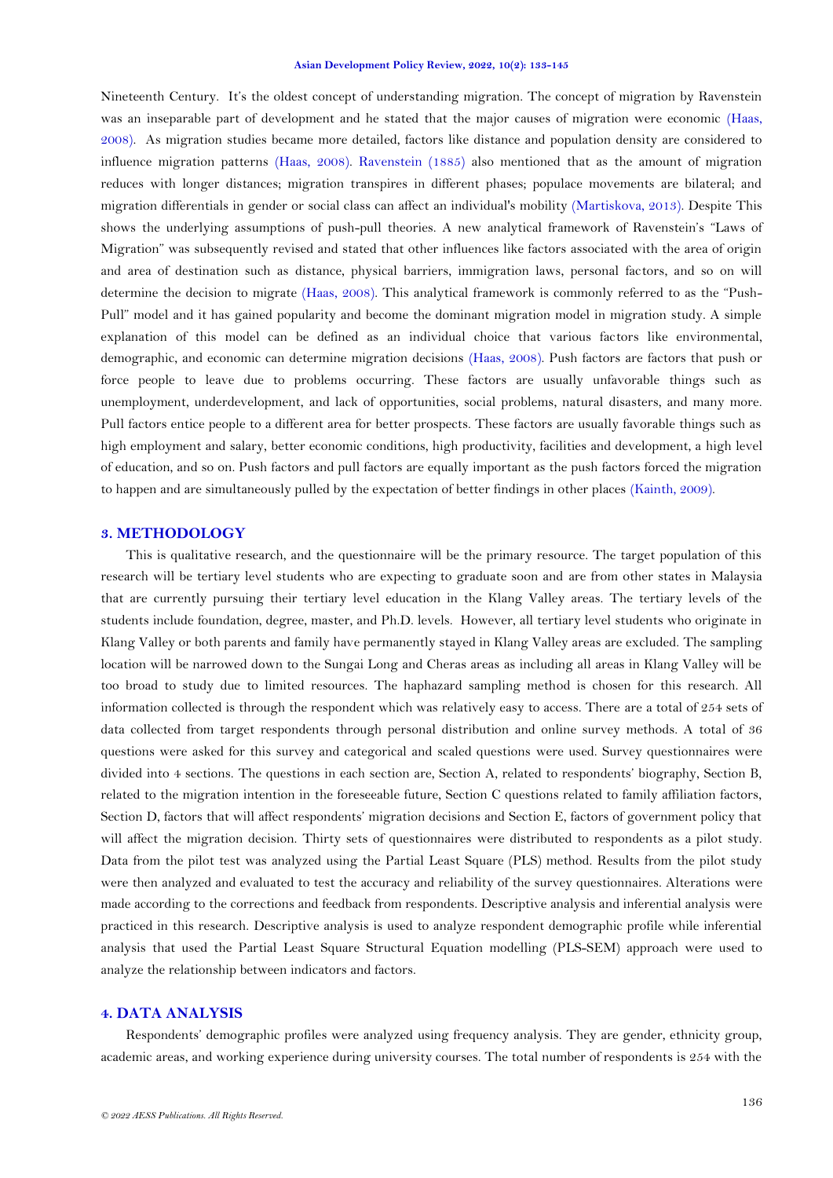Nineteenth Century. It's the oldest concept of understanding migration. The concept of migration by Ravenstein was an inseparable part of development and he stated that the major causes of migration were economic (Haas, 2008). As migration studies became more detailed, factors like distance and population density are considered to influence migration patterns (Haas, 2008). Ravenstein (1885) also mentioned that as the amount of migration reduces with longer distances; migration transpires in different phases; populace movements are bilateral; and migration differentials in gender or social class can affect an individual's mobility (Martiskova, 2013). Despite This shows the underlying assumptions of push-pull theories. A new analytical framework of Ravenstein's "Laws of Migration" was subsequently revised and stated that other influences like factors associated with the area of origin and area of destination such as distance, physical barriers, immigration laws, personal factors, and so on will determine the decision to migrate (Haas, 2008). This analytical framework is commonly referred to as the "Push-Pull" model and it has gained popularity and become the dominant migration model in migration study. A simple explanation of this model can be defined as an individual choice that various factors like environmental, demographic, and economic can determine migration decisions (Haas, 2008). Push factors are factors that push or force people to leave due to problems occurring. These factors are usually unfavorable things such as unemployment, underdevelopment, and lack of opportunities, social problems, natural disasters, and many more. Pull factors entice people to a different area for better prospects. These factors are usually favorable things such as high employment and salary, better economic conditions, high productivity, facilities and development, a high level of education, and so on. Push factors and pull factors are equally important as the push factors forced the migration to happen and are simultaneously pulled by the expectation of better findings in other places (Kainth, 2009).

## 3. METHODOLOGY

This is qualitative research, and the questionnaire will be the primary resource. The target population of this research will be tertiary level students who are expecting to graduate soon and are from other states in Malaysia that are currently pursuing their tertiary level education in the Klang Valley areas. The tertiary levels of the students include foundation, degree, master, and Ph.D. levels. However, all tertiary level students who originate in Klang Valley or both parents and family have permanently stayed in Klang Valley areas are excluded. The sampling location will be narrowed down to the Sungai Long and Cheras areas as including all areas in Klang Valley will be too broad to study due to limited resources. The haphazard sampling method is chosen for this research. All information collected is through the respondent which was relatively easy to access. There are a total of 254 sets of data collected from target respondents through personal distribution and online survey methods. A total of 36 questions were asked for this survey and categorical and scaled questions were used. Survey questionnaires were divided into 4 sections. The questions in each section are, Section A, related to respondents' biography, Section B, related to the migration intention in the foreseeable future, Section C questions related to family affiliation factors, Section D, factors that will affect respondents' migration decisions and Section E, factors of government policy that will affect the migration decision. Thirty sets of questionnaires were distributed to respondents as a pilot study. Data from the pilot test was analyzed using the Partial Least Square (PLS) method. Results from the pilot study were then analyzed and evaluated to test the accuracy and reliability of the survey questionnaires. Alterations were made according to the corrections and feedback from respondents. Descriptive analysis and inferential analysis were practiced in this research. Descriptive analysis is used to analyze respondent demographic profile while inferential analysis that used the Partial Least Square Structural Equation modelling (PLS-SEM) approach were used to analyze the relationship between indicators and factors.

## 4. DATA ANALYSIS

Respondents' demographic profiles were analyzed using frequency analysis. They are gender, ethnicity group, academic areas, and working experience during university courses. The total number of respondents is 254 with the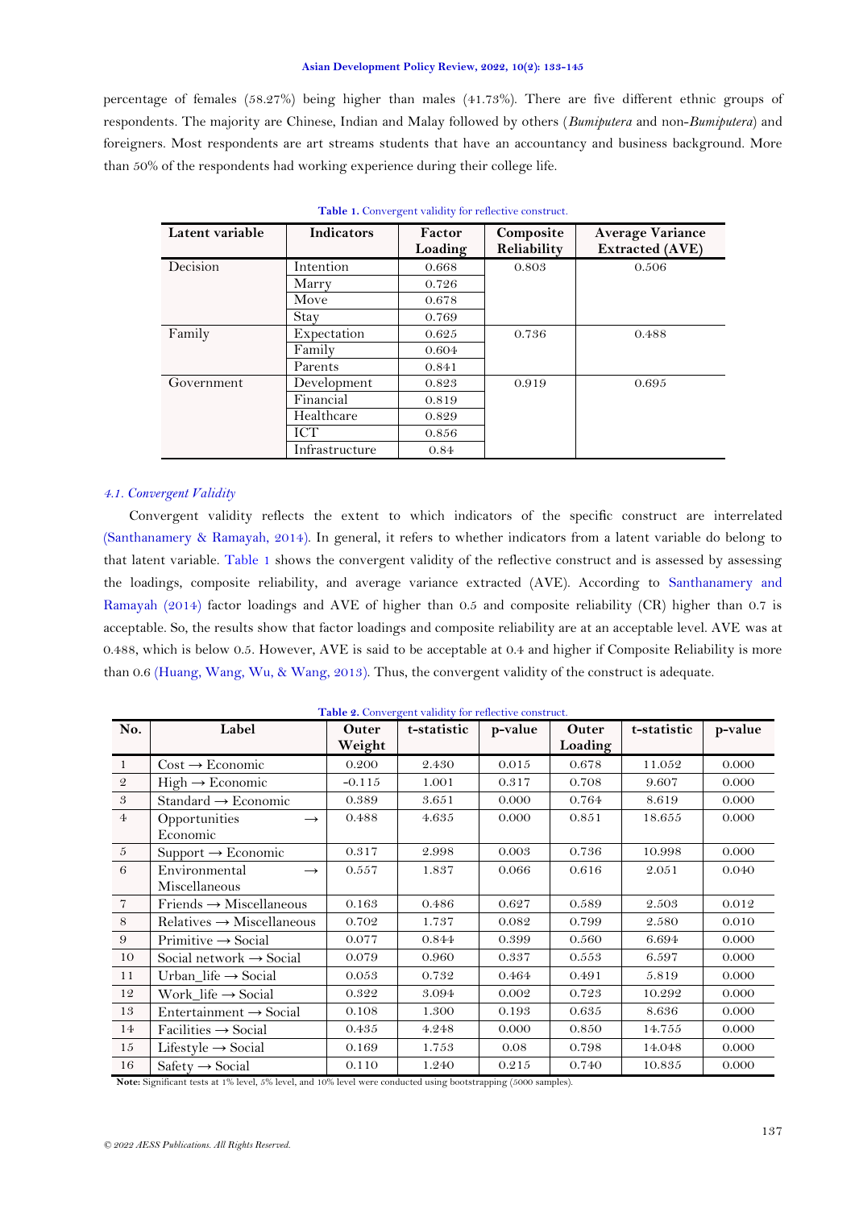percentage of females (58.27%) being higher than males (41.73%). There are five different ethnic groups of respondents. The majority are Chinese, Indian and Malay followed by others (*Bumiputera* and non-*Bumiputera*) and foreigners. Most respondents are art streams students that have an accountancy and business background. More than 50% of the respondents had working experience during their college life.

**Table 1.** Convergent validity for reflective construct.

| Latent variable | Indicators | Factor Loading | Composite Reliability | Average Variance Extracted (AVE) |
|---|---|---|---|---|
| Decision | Intention | 0.668 | 0.803 | 0.506 |
| | Marry | 0.726 | | |
| | Move | 0.678 | | |
| | Stay | 0.769 | | |
| Family | Expectation | 0.625 | 0.736 | 0.488 |
| | Family | 0.604 | | |
| | Parents | 0.841 | | |
| Government | Development | 0.823 | 0.919 | 0.695 |
| | Financial | 0.819 | | |
| | Healthcare | 0.829 | | |
| | ICT | 0.856 | | |
| | Infrastructure | 0.84 | | |

### *4.1. Convergent Validity*

Convergent validity reflects the extent to which indicators of the specific construct are interrelated (Santhanamery & Ramayah, 2014). In general, it refers to whether indicators from a latent variable do belong to that latent variable. Table 1 shows the convergent validity of the reflective construct and is assessed by assessing the loadings, composite reliability, and average variance extracted (AVE). According to Santhanamery and Ramayah (2014) factor loadings and AVE of higher than 0.5 and composite reliability (CR) higher than 0.7 is acceptable. So, the results show that factor loadings and composite reliability are at an acceptable level. AVE was at 0.488, which is below 0.5. However, AVE is said to be acceptable at 0.4 and higher if Composite Reliability is more than 0.6 (Huang, Wang, Wu, & Wang, 2013). Thus, the convergent validity of the construct is adequate.

**Table 2.** Convergent validity for reflective construct.

| No. | Label | Outer Weight | t-statistic | p-value | Outer Loading | t-statistic | p-value |
|---|---|---|---|---|---|---|---|
| 1 | Cost → Economic | 0.200 | 2.430 | 0.015 | 0.678 | 11.052 | 0.000 |
| 2 | High → Economic | -0.115 | 1.001 | 0.317 | 0.708 | 9.607 | 0.000 |
| 3 | Standard → Economic | 0.389 | 3.651 | 0.000 | 0.764 | 8.619 | 0.000 |
| 4 | Opportunities → Economic | 0.488 | 4.635 | 0.000 | 0.851 | 18.655 | 0.000 |
| 5 | Support → Economic | 0.317 | 2.998 | 0.003 | 0.736 | 10.998 | 0.000 |
| 6 | Environmental → Miscellaneous | 0.557 | 1.837 | 0.066 | 0.616 | 2.051 | 0.040 |
| 7 | Friends → Miscellaneous | 0.163 | 0.486 | 0.627 | 0.589 | 2.503 | 0.012 |
| 8 | Relatives → Miscellaneous | 0.702 | 1.737 | 0.082 | 0.799 | 2.580 | 0.010 |
| 9 | Primitive → Social | 0.077 | 0.844 | 0.399 | 0.560 | 6.694 | 0.000 |
| 10 | Social network → Social | 0.079 | 0.960 | 0.337 | 0.553 | 6.597 | 0.000 |
| 11 | Urban_life → Social | 0.053 | 0.732 | 0.464 | 0.491 | 5.819 | 0.000 |
| 12 | Work_life → Social | 0.322 | 3.094 | 0.002 | 0.723 | 10.292 | 0.000 |
| 13 | Entertainment → Social | 0.108 | 1.300 | 0.193 | 0.635 | 8.636 | 0.000 |
| 14 | Facilities → Social | 0.435 | 4.248 | 0.000 | 0.850 | 14.755 | 0.000 |
| 15 | Lifestyle → Social | 0.169 | 1.753 | 0.08 | 0.798 | 14.048 | 0.000 |
| 16 | Safety → Social | 0.110 | 1.240 | 0.215 | 0.740 | 10.835 | 0.000 |

**Note:** Significant tests at 1% level, 5% level, and 10% level were conducted using bootstrapping (5000 samples).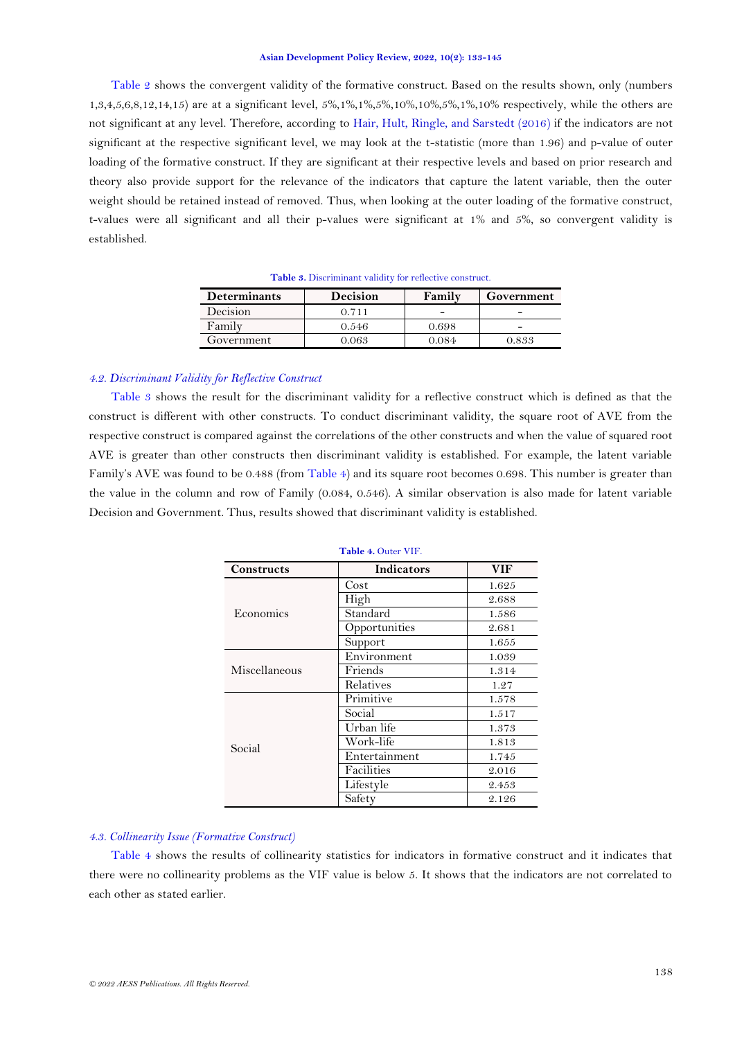Table 2 shows the convergent validity of the formative construct. Based on the results shown, only (numbers 1,3,4,5,6,8,12,14,15) are at a significant level, 5%,1%,1%,5%,10%,10%,5%,1%,10% respectively, while the others are not significant at any level. Therefore, according to Hair, Hult, Ringle, and Sarstedt (2016) if the indicators are not significant at the respective significant level, we may look at the t-statistic (more than 1.96) and p-value of outer loading of the formative construct. If they are significant at their respective levels and based on prior research and theory also provide support for the relevance of the indicators that capture the latent variable, then the outer weight should be retained instead of removed. Thus, when looking at the outer loading of the formative construct, t-values were all significant and all their p-values were significant at 1% and 5%, so convergent validity is established.

**Table 3.** Discriminant validity for reflective construct.

| Determinants | Decision | Family | Government |
|---|---|---|---|
| Decision | 0.711 | - | - |
| Family | 0.546 | 0.698 | - |
| Government | 0.063 | 0.084 | 0.833 |

### *4.2. Discriminant Validity for Reflective Construct*

Table 3 shows the result for the discriminant validity for a reflective construct which is defined as that the construct is different with other constructs. To conduct discriminant validity, the square root of AVE from the respective construct is compared against the correlations of the other constructs and when the value of squared root AVE is greater than other constructs then discriminant validity is established. For example, the latent variable Family's AVE was found to be 0.488 (from Table 4) and its square root becomes 0.698. This number is greater than the value in the column and row of Family (0.084, 0.546). A similar observation is also made for latent variable Decision and Government. Thus, results showed that discriminant validity is established.

**Table 4.** Outer VIF.

| Constructs | Indicators | VIF |
|---|---|---|
| Economics | Cost | 1.625 |
| | High | 2.688 |
| | Standard | 1.586 |
| | Opportunities | 2.681 |
| | Support | 1.655 |
| Miscellaneous | Environment | 1.039 |
| | Friends | 1.314 |
| | Relatives | 1.27 |
| Social | Primitive | 1.578 |
| | Social | 1.517 |
| | Urban life | 1.373 |
| | Work-life | 1.813 |
| | Entertainment | 1.745 |
| | Facilities | 2.016 |
| | Lifestyle | 2.453 |
| | Safety | 2.126 |

### *4.3. Collinearity Issue (Formative Construct)*

Table 4 shows the results of collinearity statistics for indicators in formative construct and it indicates that there were no collinearity problems as the VIF value is below 5. It shows that the indicators are not correlated to each other as stated earlier.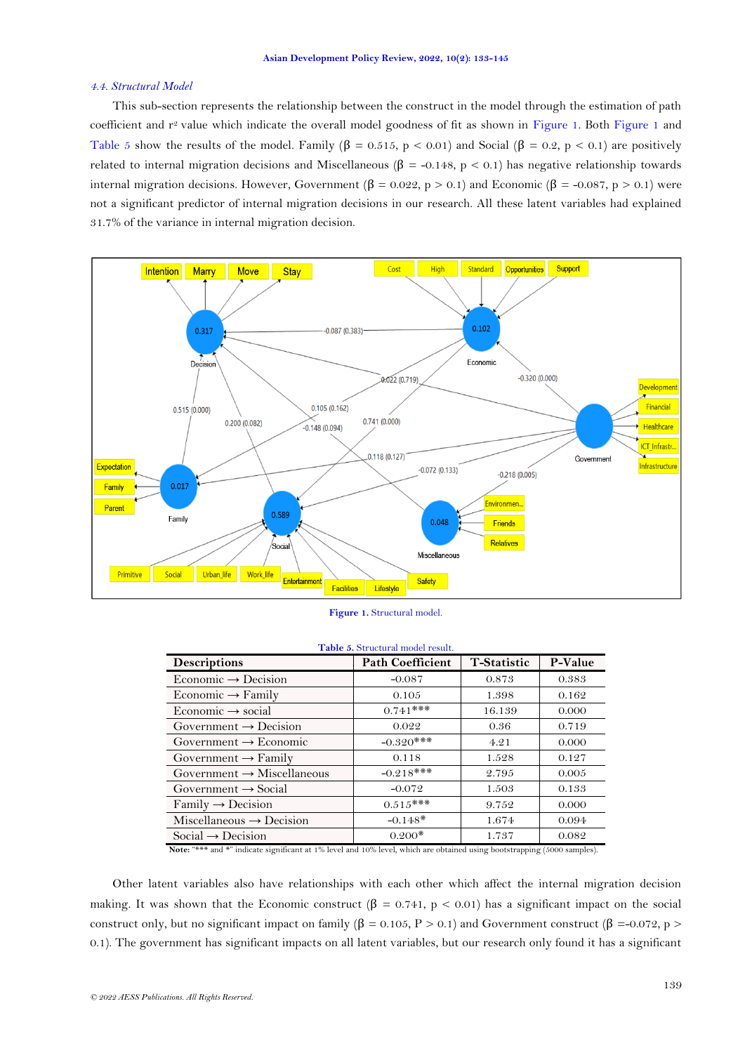### *4.4. Structural Model*

This sub-section represents the relationship between the construct in the model through the estimation of path coefficient and $r^2$ value which indicate the overall model goodness of fit as shown in Figure 1. Both Figure 1 and Table 5 show the results of the model. Family ($\beta = 0.515$, $p < 0.01$) and Social ($\beta = 0.2$, $p < 0.1$) are positively related to internal migration decisions and Miscellaneous ($\beta = -0.148$, $p < 0.1$) has negative relationship towards internal migration decisions. However, Government ($\beta = 0.022$, $p > 0.1$) and Economic ($\beta = -0.087$, $p > 0.1$) were not a significant predictor of internal migration decisions in our research. All these latent variables had explained 31.7% of the variance in internal migration decision.

**Figure 1.** Structural model.

**Table 5.** Structural model result.

| Descriptions | Path Coefficient | T-Statistic | P-Value |
|---|---|---|---|
| Economic → Decision | -0.087 | 0.873 | 0.383 |
| Economic → Family | 0.105 | 1.398 | 0.162 |
| Economic → social | 0.741*** | 16.139 | 0.000 |
| Government → Decision | 0.022 | 0.36 | 0.719 |
| Government → Economic | -0.320*** | 4.21 | 0.000 |
| Government → Family | 0.118 | 1.528 | 0.127 |
| Government → Miscellaneous | -0.218*** | 2.795 | 0.005 |
| Government → Social | -0.072 | 1.503 | 0.133 |
| Family → Decision | 0.515*** | 9.752 | 0.000 |
| Miscellaneous → Decision | -0.148* | 1.674 | 0.094 |
| Social → Decision | 0.200* | 1.737 | 0.082 |

**Note:** "*** and *" indicate significant at 1% level and 10% level, which are obtained using bootstrapping (5000 samples).

Other latent variables also have relationships with each other which affect the internal migration decision making. It was shown that the Economic construct ($\beta = 0.741$, $p < 0.01$) has a significant impact on the social construct only, but no significant impact on family ($\beta = 0.105$, $P > 0.1$) and Government construct ($\beta = -0.072$, $p > 0.1$). The government has significant impacts on all latent variables, but our research only found it has a significant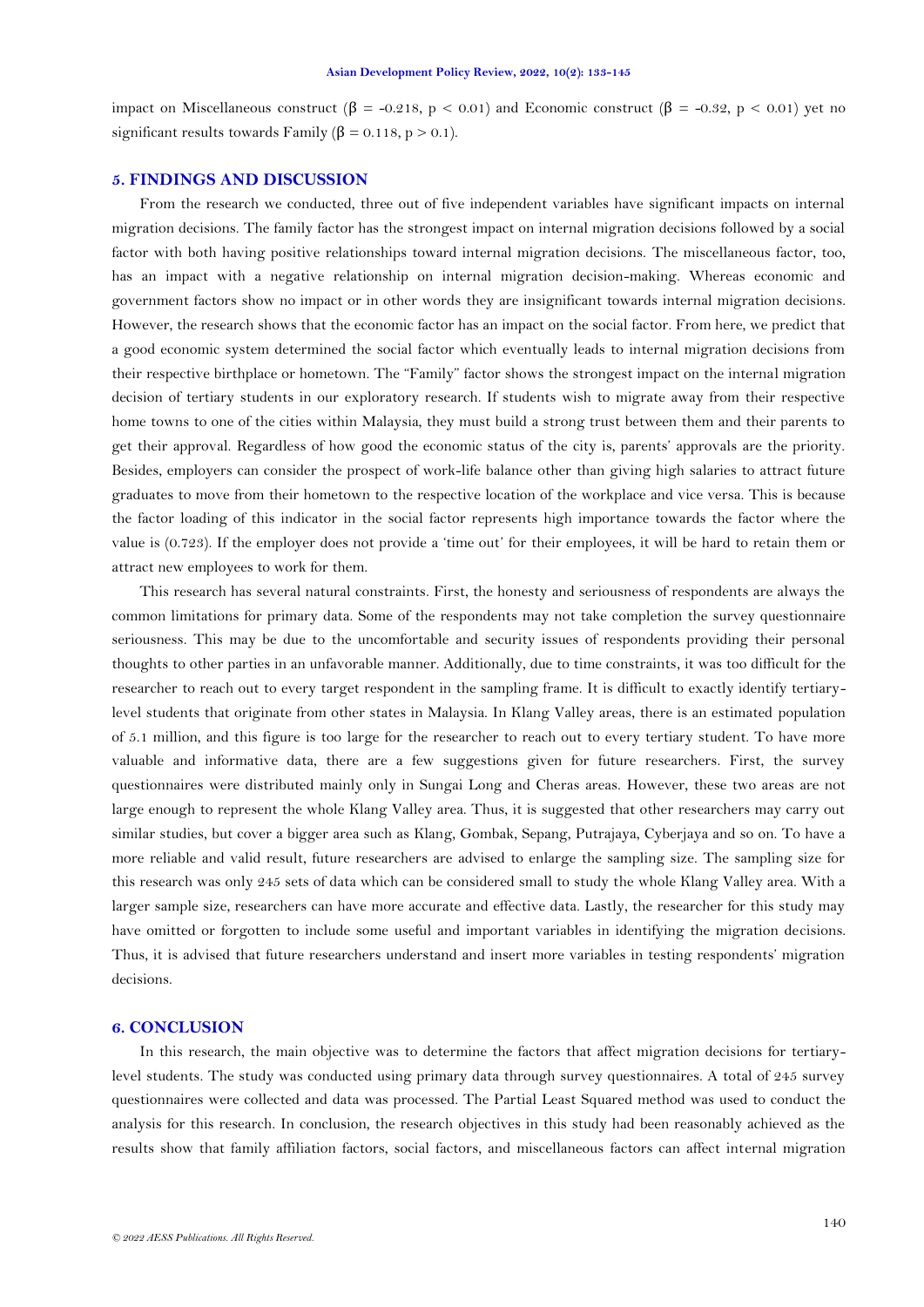impact on Miscellaneous construct ($\beta$ = -0.218, $p < 0.01$) and Economic construct ($\beta$ = -0.32, $p < 0.01$) yet no significant results towards Family ($\beta$ = 0.118, $p > 0.1$).

## 5. FINDINGS AND DISCUSSION

From the research we conducted, three out of five independent variables have significant impacts on internal migration decisions. The family factor has the strongest impact on internal migration decisions followed by a social factor with both having positive relationships toward internal migration decisions. The miscellaneous factor, too, has an impact with a negative relationship on internal migration decision-making. Whereas economic and government factors show no impact or in other words they are insignificant towards internal migration decisions. However, the research shows that the economic factor has an impact on the social factor. From here, we predict that a good economic system determined the social factor which eventually leads to internal migration decisions from their respective birthplace or hometown. The "Family" factor shows the strongest impact on the internal migration decision of tertiary students in our exploratory research. If students wish to migrate away from their respective home towns to one of the cities within Malaysia, they must build a strong trust between them and their parents to get their approval. Regardless of how good the economic status of the city is, parents' approvals are the priority. Besides, employers can consider the prospect of work-life balance other than giving high salaries to attract future graduates to move from their hometown to the respective location of the workplace and vice versa. This is because the factor loading of this indicator in the social factor represents high importance towards the factor where the value is (0.723). If the employer does not provide a 'time out' for their employees, it will be hard to retain them or attract new employees to work for them.

This research has several natural constraints. First, the honesty and seriousness of respondents are always the common limitations for primary data. Some of the respondents may not take completion the survey questionnaire seriousness. This may be due to the uncomfortable and security issues of respondents providing their personal thoughts to other parties in an unfavorable manner. Additionally, due to time constraints, it was too difficult for the researcher to reach out to every target respondent in the sampling frame. It is difficult to exactly identify tertiary-level students that originate from other states in Malaysia. In Klang Valley areas, there is an estimated population of 5.1 million, and this figure is too large for the researcher to reach out to every tertiary student. To have more valuable and informative data, there are a few suggestions given for future researchers. First, the survey questionnaires were distributed mainly only in Sungai Long and Cheras areas. However, these two areas are not large enough to represent the whole Klang Valley area. Thus, it is suggested that other researchers may carry out similar studies, but cover a bigger area such as Klang, Gombak, Sepang, Putrajaya, Cyberjaya and so on. To have a more reliable and valid result, future researchers are advised to enlarge the sampling size. The sampling size for this research was only 245 sets of data which can be considered small to study the whole Klang Valley area. With a larger sample size, researchers can have more accurate and effective data. Lastly, the researcher for this study may have omitted or forgotten to include some useful and important variables in identifying the migration decisions. Thus, it is advised that future researchers understand and insert more variables in testing respondents' migration decisions.

## 6. CONCLUSION

In this research, the main objective was to determine the factors that affect migration decisions for tertiary-level students. The study was conducted using primary data through survey questionnaires. A total of 245 survey questionnaires were collected and data was processed. The Partial Least Squared method was used to conduct the analysis for this research. In conclusion, the research objectives in this study had been reasonably achieved as the results show that family affiliation factors, social factors, and miscellaneous factors can affect internal migration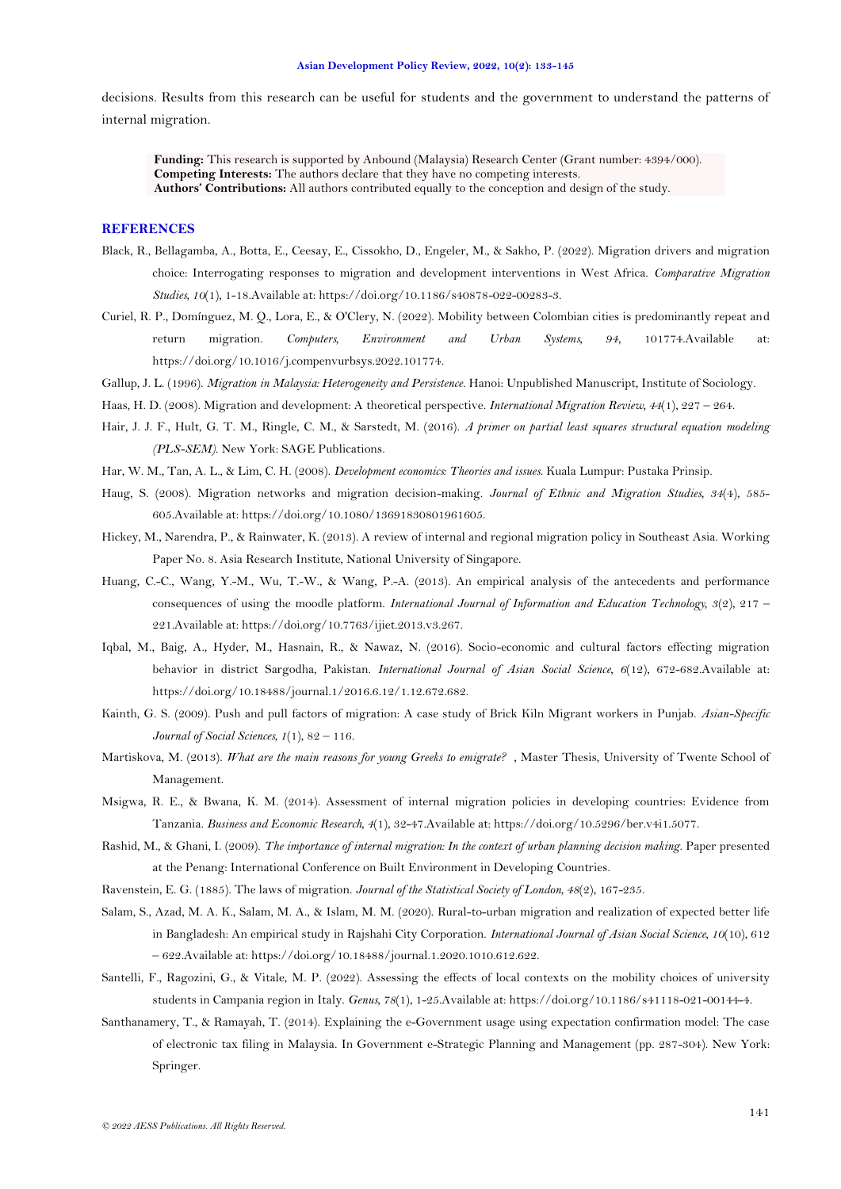decisions. Results from this research can be useful for students and the government to understand the patterns of internal migration.

**Funding:** This research is supported by Anbound (Malaysia) Research Center (Grant number: 4394/000).
**Competing Interests:** The authors declare that they have no competing interests.
**Authors' Contributions:** All authors contributed equally to the conception and design of the study.

## REFERENCES

Black, R., Bellagamba, A., Botta, E., Ceesay, E., Cissokho, D., Engeler, M., & Sakho, P. (2022). Migration drivers and migration choice: Interrogating responses to migration and development interventions in West Africa. *Comparative Migration Studies, 10*(1), 1-18.Available at: https://doi.org/10.1186/s40878-022-00283-3.

Curiel, R. P., Domínguez, M. Q., Lora, E., & O'Clery, N. (2022). Mobility between Colombian cities is predominantly repeat and return migration. *Computers, Environment and Urban Systems, 94*, 101774.Available at: https://doi.org/10.1016/j.compenvurbsys.2022.101774.

Gallup, J. L. (1996). *Migration in Malaysia: Heterogeneity and Persistence*. Hanoi: Unpublished Manuscript, Institute of Sociology.

Haas, H. D. (2008). Migration and development: A theoretical perspective. *International Migration Review, 44*(1), 227 – 264.

Hair, J. J. F., Hult, G. T. M., Ringle, C. M., & Sarstedt, M. (2016). *A primer on partial least squares structural equation modeling (PLS-SEM)*. New York: SAGE Publications.

Har, W. M., Tan, A. L., & Lim, C. H. (2008). *Development economics: Theories and issues*. Kuala Lumpur: Pustaka Prinsip.

Haug, S. (2008). Migration networks and migration decision-making. *Journal of Ethnic and Migration Studies, 34*(4), 585-605.Available at: https://doi.org/10.1080/13691830801961605.

Hickey, M., Narendra, P., & Rainwater, K. (2013). A review of internal and regional migration policy in Southeast Asia. Working Paper No. 8. Asia Research Institute, National University of Singapore.

Huang, C.-C., Wang, Y.-M., Wu, T.-W., & Wang, P.-A. (2013). An empirical analysis of the antecedents and performance consequences of using the moodle platform. *International Journal of Information and Education Technology, 3*(2), 217 – 221.Available at: https://doi.org/10.7763/ijiet.2013.v3.267.

Iqbal, M., Baig, A., Hyder, M., Hasnain, R., & Nawaz, N. (2016). Socio-economic and cultural factors effecting migration behavior in district Sargodha, Pakistan. *International Journal of Asian Social Science, 6*(12), 672-682.Available at: https://doi.org/10.18488/journal.1/2016.6.12/1.12.672.682.

Kainth, G. S. (2009). Push and pull factors of migration: A case study of Brick Kiln Migrant workers in Punjab. *Asian-Specific Journal of Social Sciences, 1*(1), 82 – 116.

Martiskova, M. (2013). *What are the main reasons for young Greeks to emigrate?* , Master Thesis, University of Twente School of Management.

Msigwa, R. E., & Bwana, K. M. (2014). Assessment of internal migration policies in developing countries: Evidence from Tanzania. *Business and Economic Research, 4*(1), 32-47.Available at: https://doi.org/10.5296/ber.v4i1.5077.

Rashid, M., & Ghani, I. (2009). *The importance of internal migration: In the context of urban planning decision making*. Paper presented at the Penang: International Conference on Built Environment in Developing Countries.

Ravenstein, E. G. (1885). The laws of migration. *Journal of the Statistical Society of London, 48*(2), 167-235.

Salam, S., Azad, M. A. K., Salam, M. A., & Islam, M. M. (2020). Rural-to-urban migration and realization of expected better life in Bangladesh: An empirical study in Rajshahi City Corporation. *International Journal of Asian Social Science, 10*(10), 612 – 622.Available at: https://doi.org/10.18488/journal.1.2020.1010.612.622.

Santelli, F., Ragozini, G., & Vitale, M. P. (2022). Assessing the effects of local contexts on the mobility choices of university students in Campania region in Italy. *Genus, 78*(1), 1-25.Available at: https://doi.org/10.1186/s41118-021-00144-4.

Santhanamery, T., & Ramayah, T. (2014). Explaining the e-Government usage using expectation confirmation model: The case of electronic tax filing in Malaysia. In Government e-Strategic Planning and Management (pp. 287-304). New York: Springer.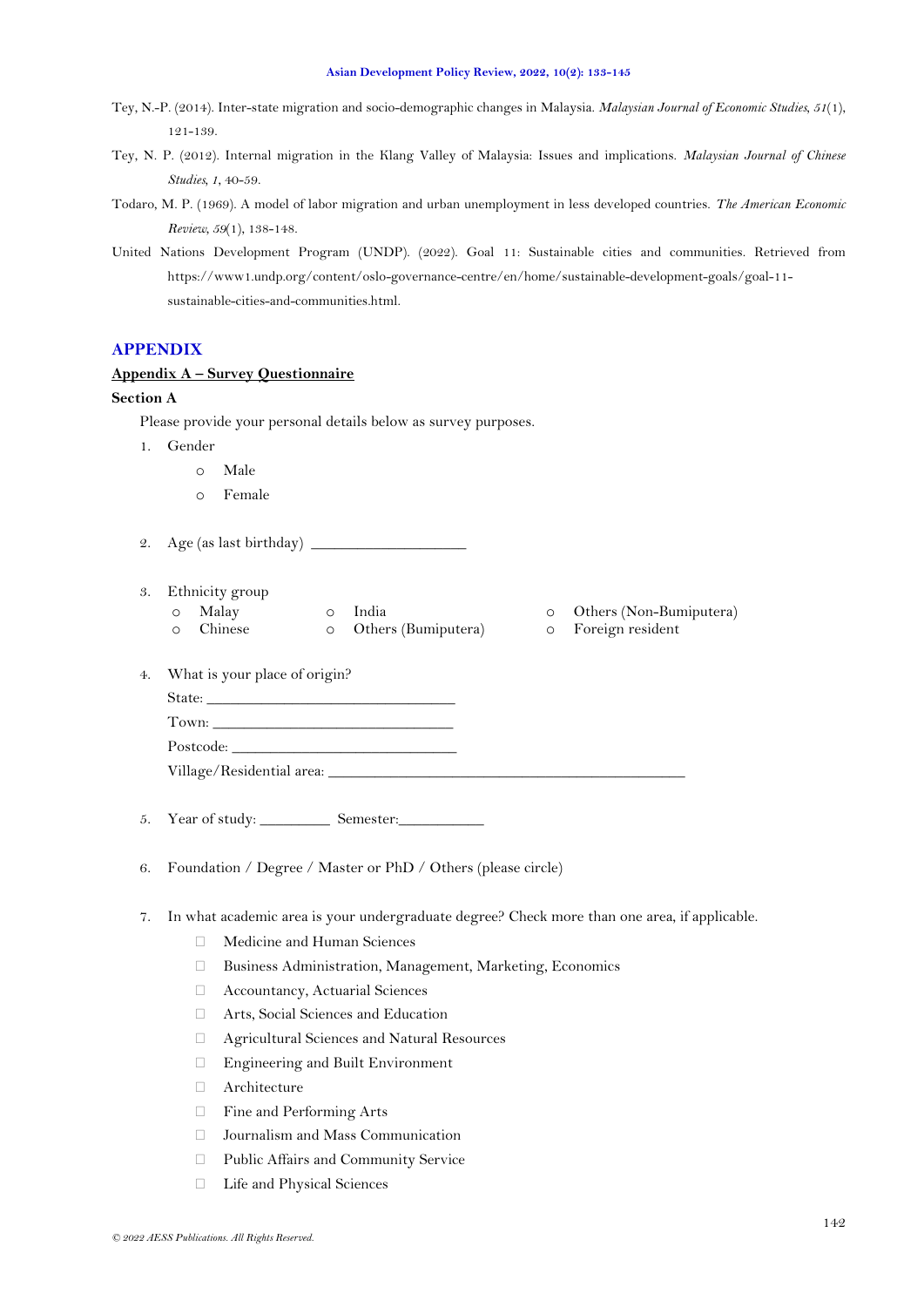Tey, N.-P. (2014). Inter-state migration and socio-demographic changes in Malaysia. *Malaysian Journal of Economic Studies, 51*(1), 121-139.

Tey, N. P. (2012). Internal migration in the Klang Valley of Malaysia: Issues and implications. *Malaysian Journal of Chinese Studies, 1*, 40-59.

Todaro, M. P. (1969). A model of labor migration and urban unemployment in less developed countries. *The American Economic Review, 59*(1), 138-148.

United Nations Development Program (UNDP). (2022). Goal 11: Sustainable cities and communities. Retrieved from https://www1.undp.org/content/oslo-governance-centre/en/home/sustainable-development-goals/goal-11-sustainable-cities-and-communities.html.

## APPENDIX

### Appendix A – Survey Questionnaire

**Section A**

Please provide your personal details below as survey purposes.

1. Gender
   - ○ Male
   - ○ Female

2. Age (as last birthday) ____________________

3. Ethnicity group
   - ○ Malay
   - ○ Chinese
   - ○ India
   - ○ Others (Bumiputera)
   - ○ Others (Non-Bumiputera)
   - ○ Foreign resident

4. What is your place of origin?

   State: ________________________________

   Town: _______________________________

   Postcode: _____________________________

   Village/Residential area: _______________________________________________

5. Year of study: _________ Semester:___________

6. Foundation / Degree / Master or PhD / Others (please circle)

7. In what academic area is your undergraduate degree? Check more than one area, if applicable.
   - ☐ Medicine and Human Sciences
   - ☐ Business Administration, Management, Marketing, Economics
   - ☐ Accountancy, Actuarial Sciences
   - ☐ Arts, Social Sciences and Education
   - ☐ Agricultural Sciences and Natural Resources
   - ☐ Engineering and Built Environment
   - ☐ Architecture
   - ☐ Fine and Performing Arts
   - ☐ Journalism and Mass Communication
   - ☐ Public Affairs and Community Service
   - ☐ Life and Physical Sciences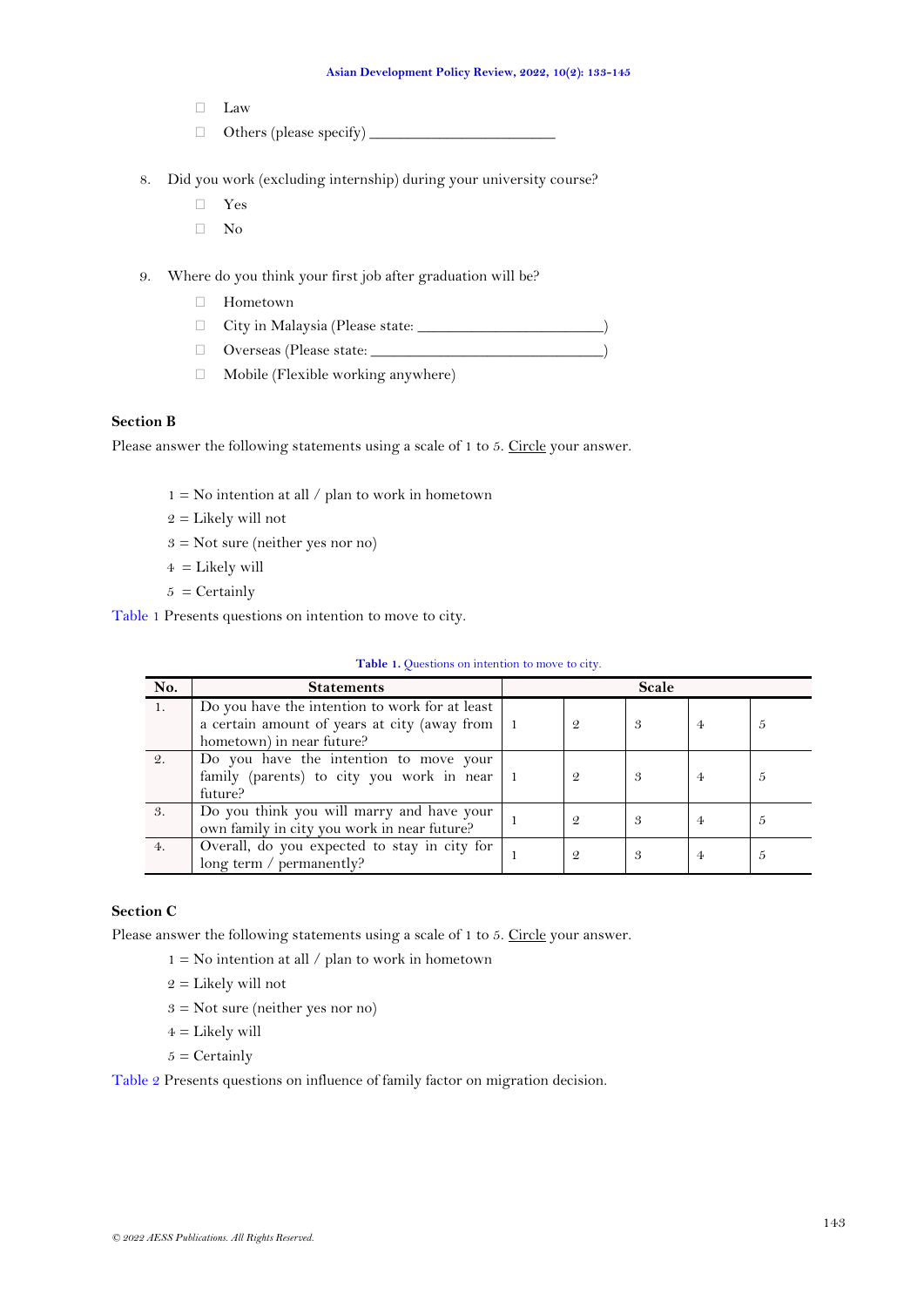- ☐ Law
- ☐ Others (please specify) ________________________

8. Did you work (excluding internship) during your university course?
   - ☐ Yes
   - ☐ No

9. Where do you think your first job after graduation will be?
   - ☐ Hometown
   - ☐ City in Malaysia (Please state: ________________________)
   - ☐ Overseas (Please state: ______________________________)
   - ☐ Mobile (Flexible working anywhere)

**Section B**

Please answer the following statements using a scale of 1 to 5. Circle your answer.

1 = No intention at all / plan to work in hometown

2 = Likely will not

3 = Not sure (neither yes nor no)

4 = Likely will

5 = Certainly

Table 1 Presents questions on intention to move to city.

**Table 1.** Questions on intention to move to city.

| No. | Statements | Scale | | | | |
|---|---|---|---|---|---|---|
| 1. | Do you have the intention to work for at least a certain amount of years at city (away from hometown) in near future? | 1 | 2 | 3 | 4 | 5 |
| 2. | Do you have the intention to move your family (parents) to city you work in near future? | 1 | 2 | 3 | 4 | 5 |
| 3. | Do you think you will marry and have your own family in city you work in near future? | 1 | 2 | 3 | 4 | 5 |
| 4. | Overall, do you expected to stay in city for long term / permanently? | 1 | 2 | 3 | 4 | 5 |

**Section C**

Please answer the following statements using a scale of 1 to 5. Circle your answer.

1 = No intention at all / plan to work in hometown

2 = Likely will not

3 = Not sure (neither yes nor no)

4 = Likely will

5 = Certainly

Table 2 Presents questions on influence of family factor on migration decision.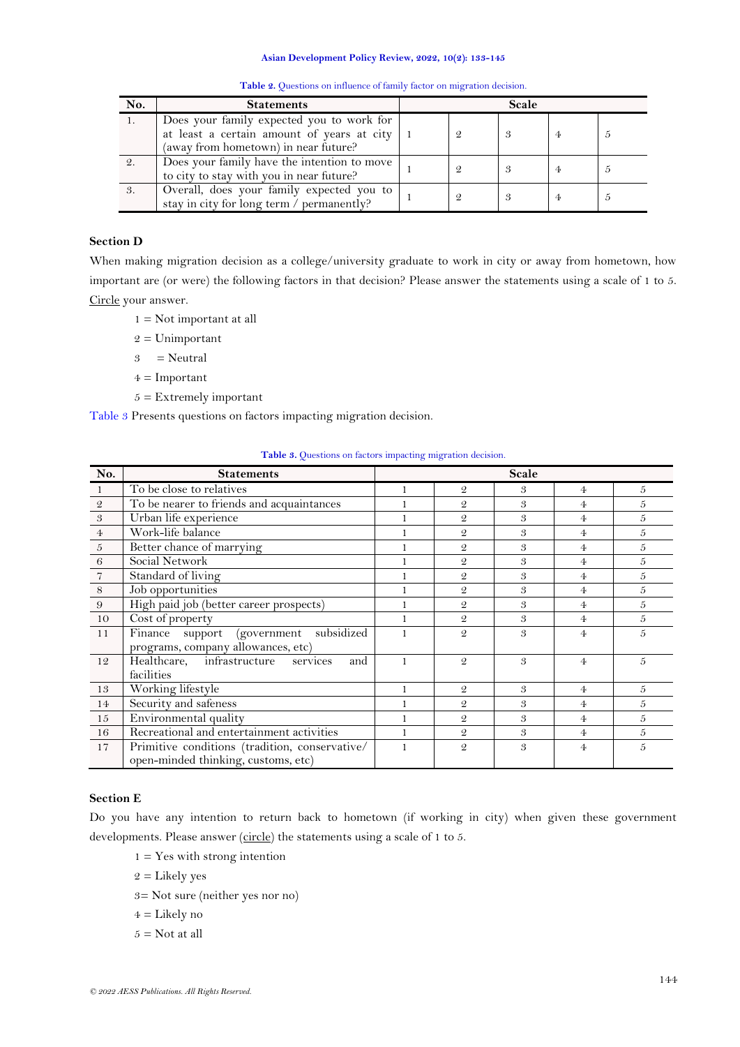**Table 2.** Questions on influence of family factor on migration decision.

| No. | Statements | Scale | | | | |
|---|---|---|---|---|---|---|
| 1. | Does your family expected you to work for at least a certain amount of years at city (away from hometown) in near future? | 1 | 2 | 3 | 4 | 5 |
| 2. | Does your family have the intention to move to city to stay with you in near future? | 1 | 2 | 3 | 4 | 5 |
| 3. | Overall, does your family expected you to stay in city for long term / permanently? | 1 | 2 | 3 | 4 | 5 |

**Section D**

When making migration decision as a college/university graduate to work in city or away from hometown, how important are (or were) the following factors in that decision? Please answer the statements using a scale of 1 to 5. Circle your answer.

1 = Not important at all

2 = Unimportant

3 = Neutral

4 = Important

5 = Extremely important

Table 3 Presents questions on factors impacting migration decision.

**Table 3.** Questions on factors impacting migration decision.

| No. | Statements | Scale | | | | |
|---|---|---|---|---|---|---|
| 1 | To be close to relatives | 1 | 2 | 3 | 4 | 5 |
| 2 | To be nearer to friends and acquaintances | 1 | 2 | 3 | 4 | 5 |
| 3 | Urban life experience | 1 | 2 | 3 | 4 | 5 |
| 4 | Work-life balance | 1 | 2 | 3 | 4 | 5 |
| 5 | Better chance of marrying | 1 | 2 | 3 | 4 | 5 |
| 6 | Social Network | 1 | 2 | 3 | 4 | 5 |
| 7 | Standard of living | 1 | 2 | 3 | 4 | 5 |
| 8 | Job opportunities | 1 | 2 | 3 | 4 | 5 |
| 9 | High paid job (better career prospects) | 1 | 2 | 3 | 4 | 5 |
| 10 | Cost of property | 1 | 2 | 3 | 4 | 5 |
| 11 | Finance support (government subsidized programs, company allowances, etc) | 1 | 2 | 3 | 4 | 5 |
| 12 | Healthcare, infrastructure services and facilities | 1 | 2 | 3 | 4 | 5 |
| 13 | Working lifestyle | 1 | 2 | 3 | 4 | 5 |
| 14 | Security and safeness | 1 | 2 | 3 | 4 | 5 |
| 15 | Environmental quality | 1 | 2 | 3 | 4 | 5 |
| 16 | Recreational and entertainment activities | 1 | 2 | 3 | 4 | 5 |
| 17 | Primitive conditions (tradition, conservative/ open-minded thinking, customs, etc) | 1 | 2 | 3 | 4 | 5 |

**Section E**

Do you have any intention to return back to hometown (if working in city) when given these government developments. Please answer (circle) the statements using a scale of 1 to 5.

1 = Yes with strong intention

2 = Likely yes

3= Not sure (neither yes nor no)

4 = Likely no

5 = Not at all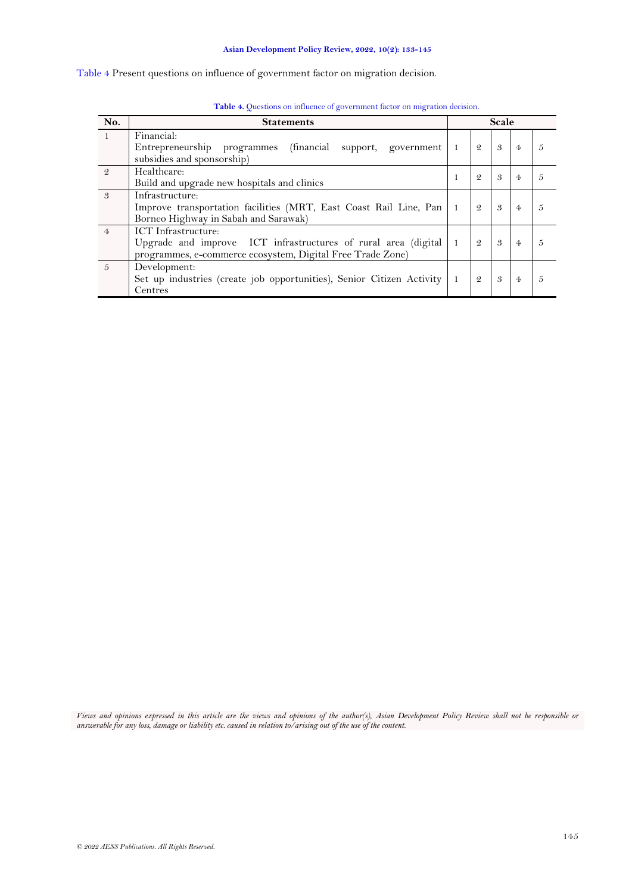Table 4 Present questions on influence of government factor on migration decision.

Table 4. Questions on influence of government factor on migration decision.

| No. | Statements | Scale | | | | |
|---|---|---|---|---|---|---|
| 1 | Financial: Entrepreneurship programmes (financial support, government subsidies and sponsorship) | 1 | 2 | 3 | 4 | 5 |
| 2 | Healthcare: Build and upgrade new hospitals and clinics | 1 | 2 | 3 | 4 | 5 |
| 3 | Infrastructure: Improve transportation facilities (MRT, East Coast Rail Line, Pan Borneo Highway in Sabah and Sarawak) | 1 | 2 | 3 | 4 | 5 |
| 4 | ICT Infrastructure: Upgrade and improve ICT infrastructures of rural area (digital programmes, e-commerce ecosystem, Digital Free Trade Zone) | 1 | 2 | 3 | 4 | 5 |
| 5 | Development: Set up industries (create job opportunities), Senior Citizen Activity Centres | 1 | 2 | 3 | 4 | 5 |

*Views and opinions expressed in this article are the views and opinions of the author(s), Asian Development Policy Review shall not be responsible or answerable for any loss, damage or liability etc. caused in relation to/arising out of the use of the content.*